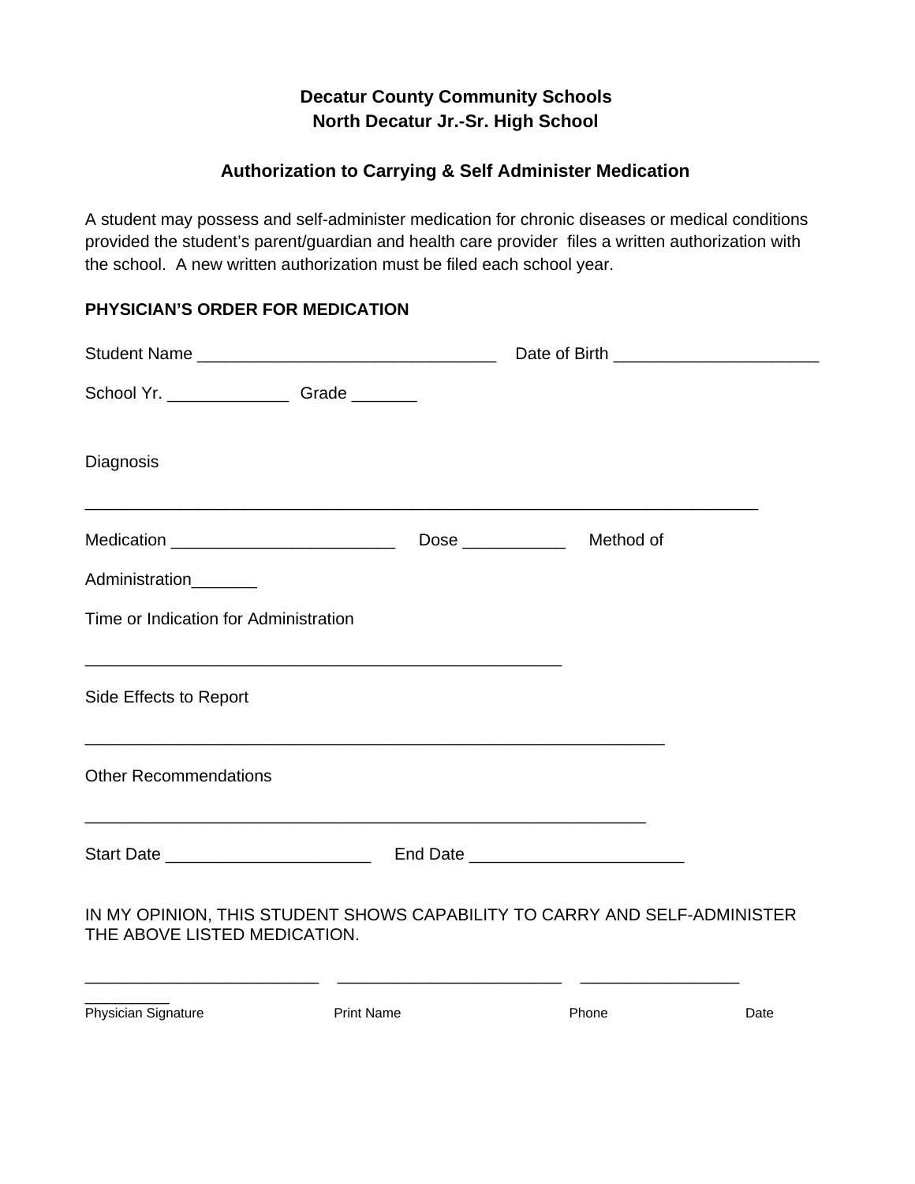**Decatur County Community Schools**
**North Decatur Jr.-Sr. High School**

**Authorization to Carrying & Self Administer Medication**

A student may possess and self-administer medication for chronic diseases or medical conditions provided the student's parent/guardian and health care provider files a written authorization with the school. A new written authorization must be filed each school year.

**PHYSICIAN'S ORDER FOR MEDICATION**

Student Name ________________________________ Date of Birth ______________________

School Yr. _____________ Grade _______

Diagnosis

_________________________________________________________________________

Medication ________________________ Dose ___________ Method of

Administration_______

Time or Indication for Administration

____________________________________________________

Side Effects to Report

_______________________________________________________________

Other Recommendations

_____________________________________________________________

Start Date ______________________ End Date _______________________

IN MY OPINION, THIS STUDENT SHOWS CAPABILITY TO CARRY AND SELF-ADMINISTER THE ABOVE LISTED MEDICATION.

_________________________ ________________________ _________________ _________

Physician Signature Print Name Phone Date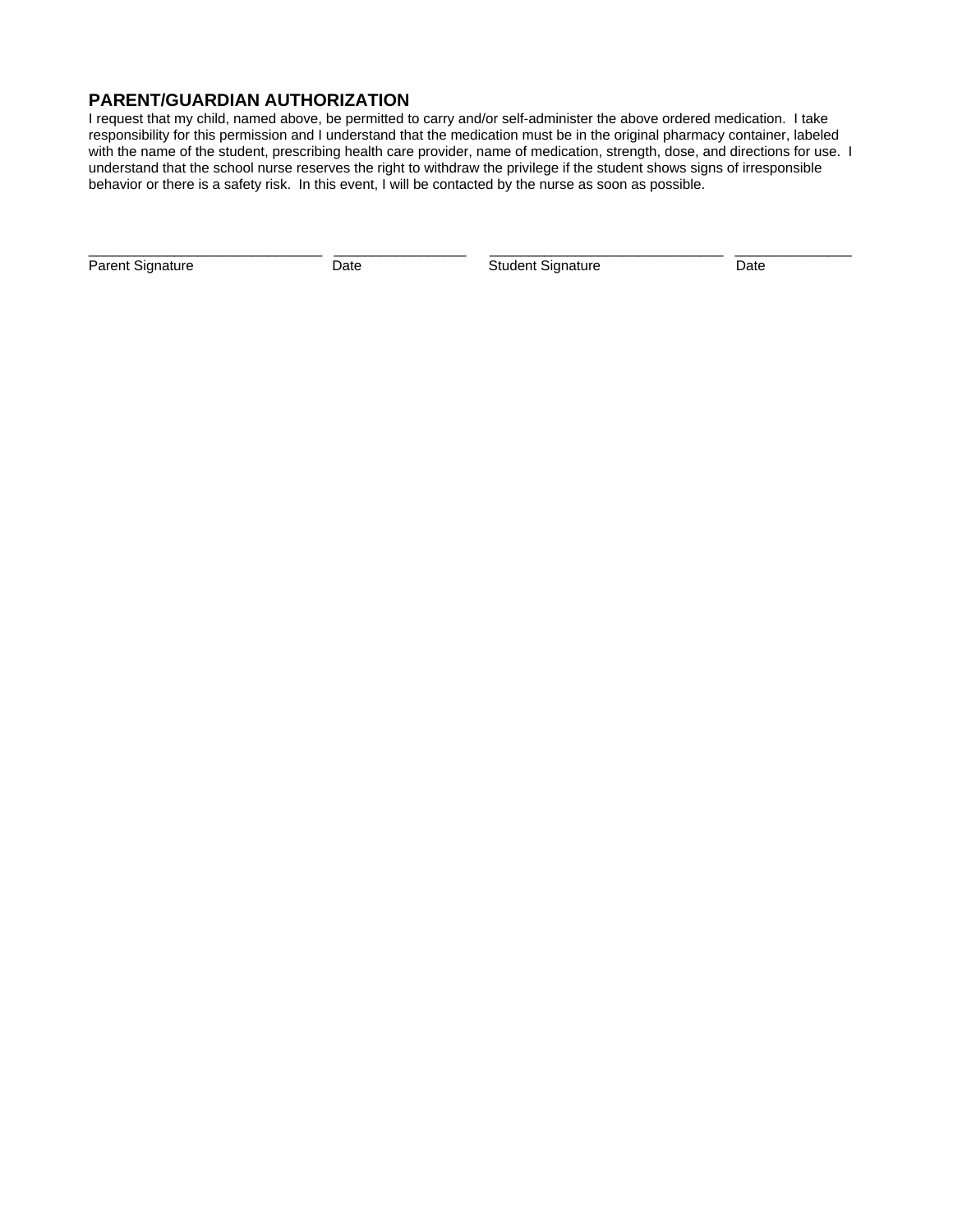## PARENT/GUARDIAN AUTHORIZATION

I request that my child, named above, be permitted to carry and/or self-administer the above ordered medication. I take responsibility for this permission and I understand that the medication must be in the original pharmacy container, labeled with the name of the student, prescribing health care provider, name of medication, strength, dose, and directions for use. I understand that the school nurse reserves the right to withdraw the privilege if the student shows signs of irresponsible behavior or there is a safety risk. In this event, I will be contacted by the nurse as soon as possible.

| | | | |
|---|---|---|---|
| ______________________________ | _________________ | ______________________________ | _______________ |
| Parent Signature | Date | Student Signature | Date |